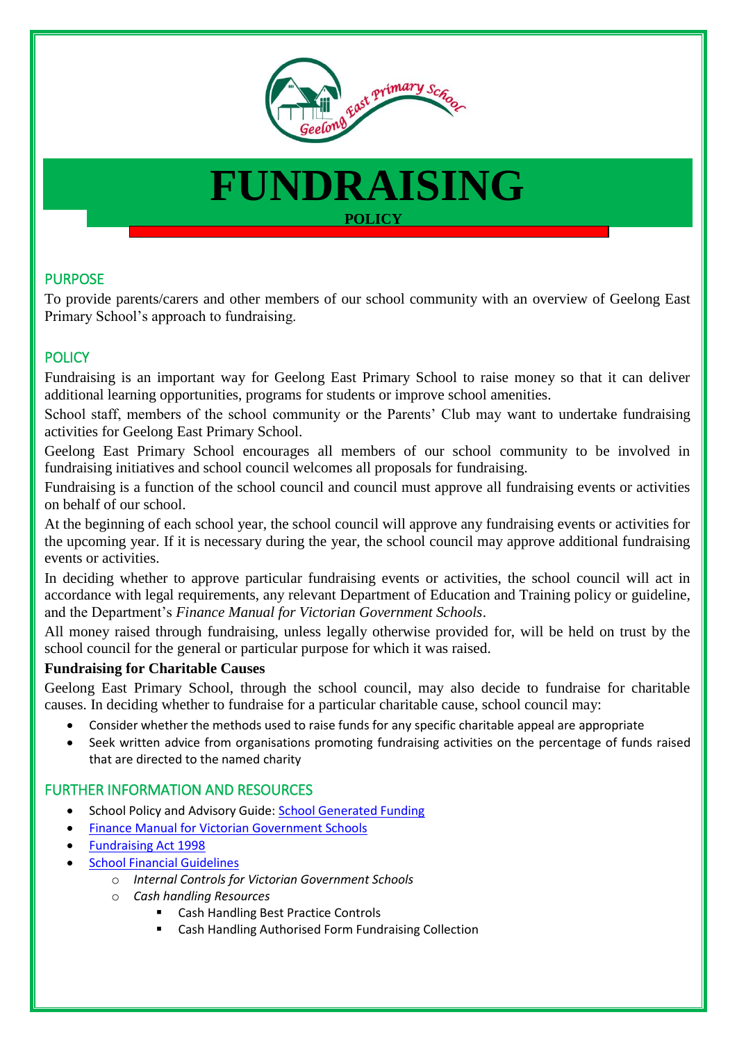# FUNDRAISING

**POLICY**

## PURPOSE

To provide parents/carers and other members of our school community with an overview of Geelong East Primary School's approach to fundraising.

## POLICY

Fundraising is an important way for Geelong East Primary School to raise money so that it can deliver additional learning opportunities, programs for students or improve school amenities.

School staff, members of the school community or the Parents' Club may want to undertake fundraising activities for Geelong East Primary School.

Geelong East Primary School encourages all members of our school community to be involved in fundraising initiatives and school council welcomes all proposals for fundraising.

Fundraising is a function of the school council and council must approve all fundraising events or activities on behalf of our school.

At the beginning of each school year, the school council will approve any fundraising events or activities for the upcoming year. If it is necessary during the year, the school council may approve additional fundraising events or activities.

In deciding whether to approve particular fundraising events or activities, the school council will act in accordance with legal requirements, any relevant Department of Education and Training policy or guideline, and the Department's *Finance Manual for Victorian Government Schools*.

All money raised through fundraising, unless legally otherwise provided for, will be held on trust by the school council for the general or particular purpose for which it was raised.

**Fundraising for Charitable Causes**

Geelong East Primary School, through the school council, may also decide to fundraise for charitable causes. In deciding whether to fundraise for a particular charitable cause, school council may:

- Consider whether the methods used to raise funds for any specific charitable appeal are appropriate
- Seek written advice from organisations promoting fundraising activities on the percentage of funds raised that are directed to the named charity

## FURTHER INFORMATION AND RESOURCES

- School Policy and Advisory Guide: School Generated Funding
- Finance Manual for Victorian Government Schools
- Fundraising Act 1998
- School Financial Guidelines
  - *Internal Controls for Victorian Government Schools*
  - *Cash handling Resources*
    - Cash Handling Best Practice Controls
    - Cash Handling Authorised Form Fundraising Collection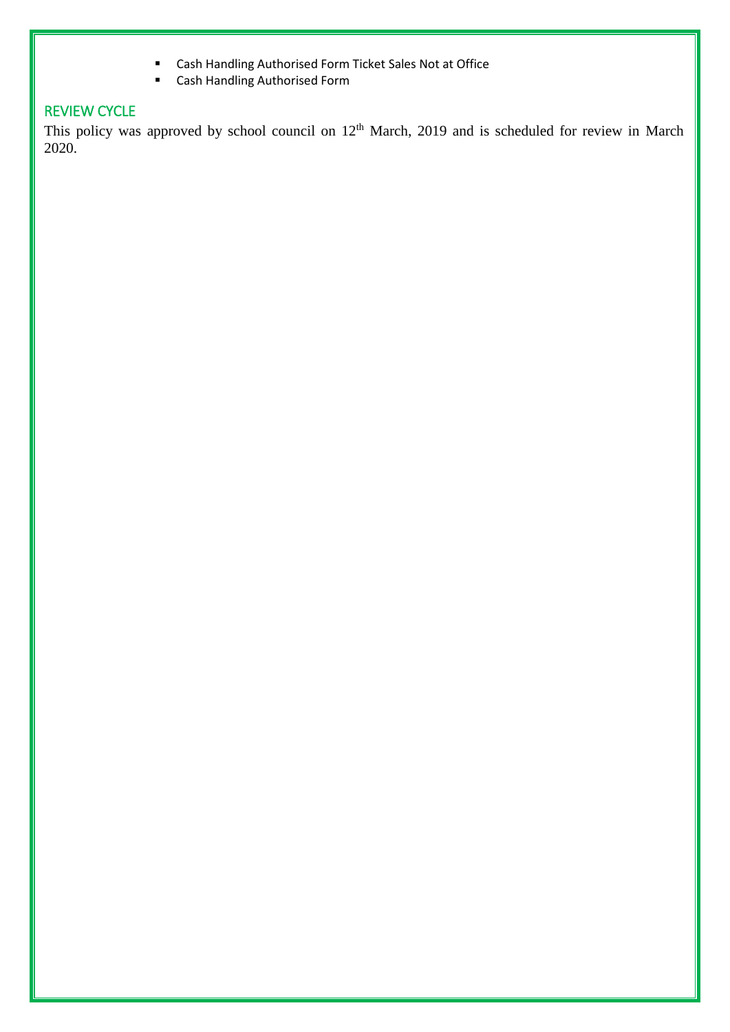- Cash Handling Authorised Form Ticket Sales Not at Office
- Cash Handling Authorised Form

## REVIEW CYCLE

This policy was approved by school council on 12th March, 2019 and is scheduled for review in March 2020.